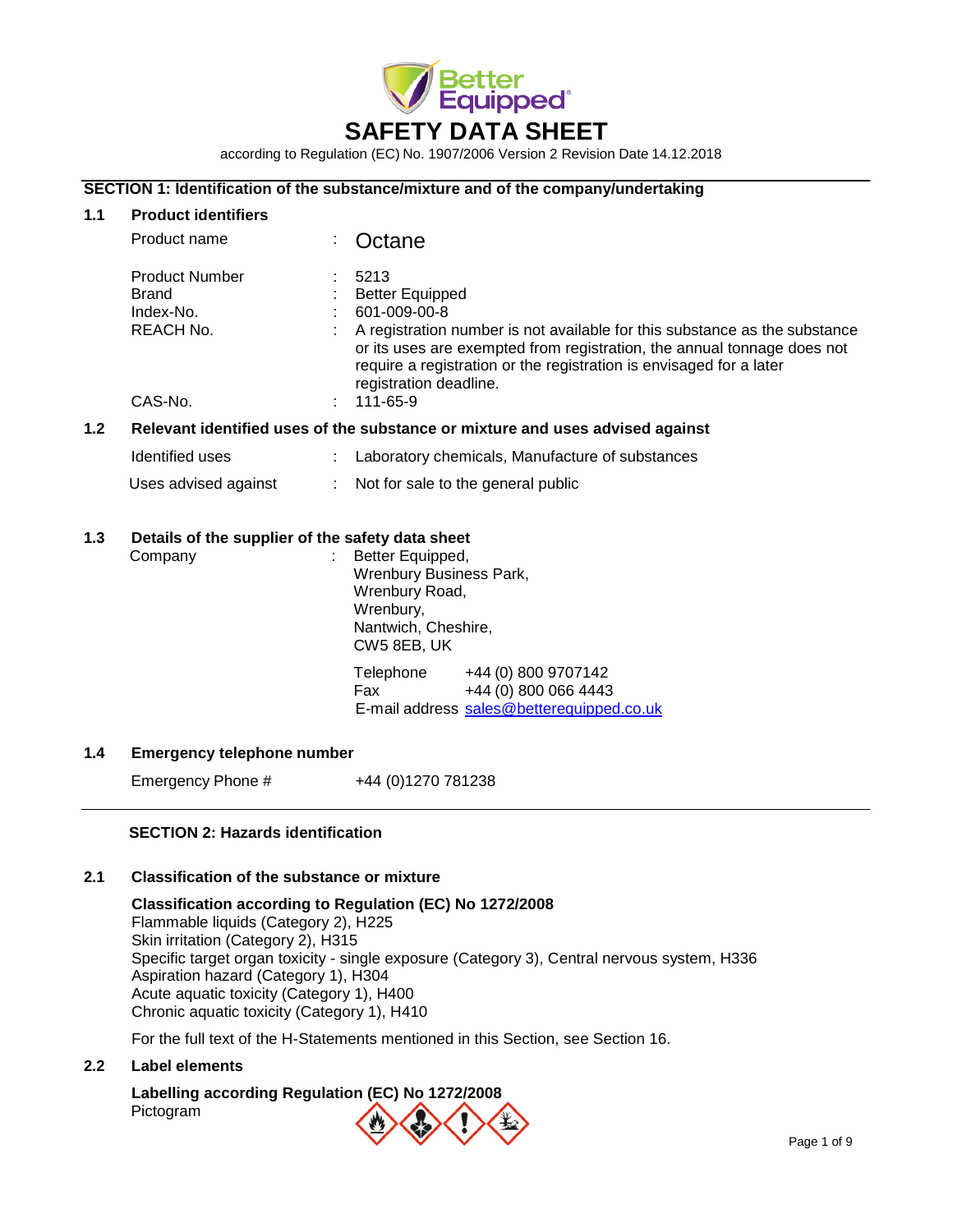# SAFETY DATA SHEET

according to Regulation (EC) No. 1907/2006 Version 2 Revision Date 14.12.2018

## SECTION 1: Identification of the substance/mixture and of the company/undertaking

### 1.1 Product identifiers

| | | |
|---|---|---|
| Product name | : | Octane |
| Product Number | : | 5213 |
| Brand | : | Better Equipped |
| Index-No. | : | 601-009-00-8 |
| REACH No. | : | A registration number is not available for this substance as the substance or its uses are exempted from registration, the annual tonnage does not require a registration or the registration is envisaged for a later registration deadline. |
| CAS-No. | : | 111-65-9 |

### 1.2 Relevant identified uses of the substance or mixture and uses advised against

| | | |
|---|---|---|
| Identified uses | : | Laboratory chemicals, Manufacture of substances |
| Uses advised against | : | Not for sale to the general public |

### 1.3 Details of the supplier of the safety data sheet

Company : Better Equipped,
Wrenbury Business Park,
Wrenbury Road,
Wrenbury,
Nantwich, Cheshire,
CW5 8EB, UK

Telephone +44 (0) 800 9707142
Fax +44 (0) 800 066 4443
E-mail address sales@betterequipped.co.uk

### 1.4 Emergency telephone number

Emergency Phone # +44 (0)1270 781238

## SECTION 2: Hazards identification

### 2.1 Classification of the substance or mixture

**Classification according to Regulation (EC) No 1272/2008**

Flammable liquids (Category 2), H225
Skin irritation (Category 2), H315
Specific target organ toxicity - single exposure (Category 3), Central nervous system, H336
Aspiration hazard (Category 1), H304
Acute aquatic toxicity (Category 1), H400
Chronic aquatic toxicity (Category 1), H410

For the full text of the H-Statements mentioned in this Section, see Section 16.

### 2.2 Label elements

**Labelling according Regulation (EC) No 1272/2008**

Pictogram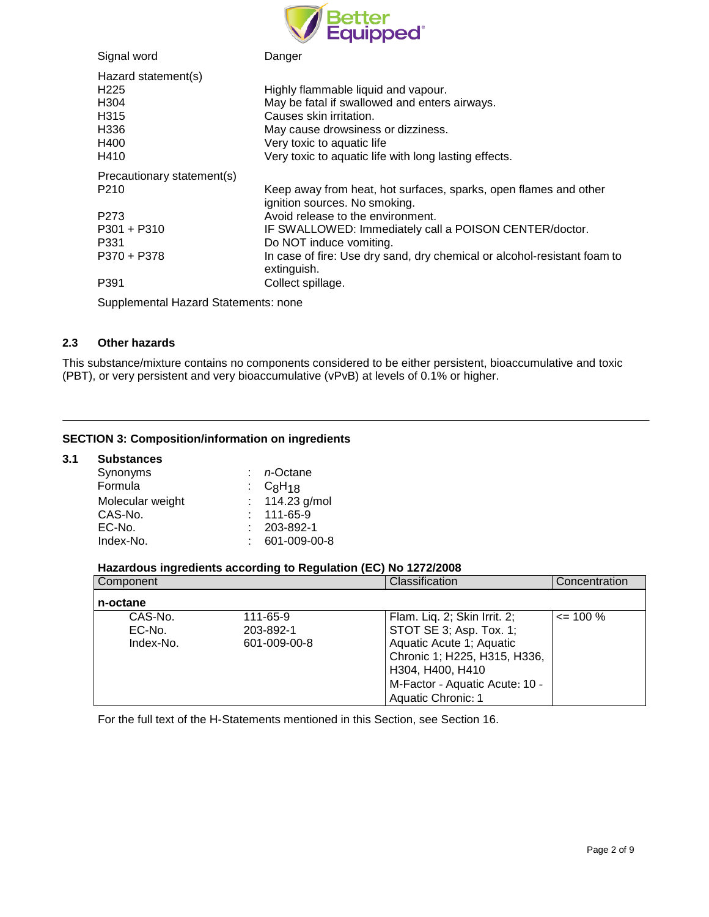| | |
|---|---|
| Signal word | Danger |
| **Hazard statement(s)** | |
| H225 | Highly flammable liquid and vapour. |
| H304 | May be fatal if swallowed and enters airways. |
| H315 | Causes skin irritation. |
| H336 | May cause drowsiness or dizziness. |
| H400 | Very toxic to aquatic life |
| H410 | Very toxic to aquatic life with long lasting effects. |
| **Precautionary statement(s)** | |
| P210 | Keep away from heat, hot surfaces, sparks, open flames and other ignition sources. No smoking. |
| P273 | Avoid release to the environment. |
| P301 + P310 | IF SWALLOWED: Immediately call a POISON CENTER/doctor. |
| P331 | Do NOT induce vomiting. |
| P370 + P378 | In case of fire: Use dry sand, dry chemical or alcohol-resistant foam to extinguish. |
| P391 | Collect spillage. |

Supplemental Hazard Statements: none

### 2.3 Other hazards

This substance/mixture contains no components considered to be either persistent, bioaccumulative and toxic (PBT), or very persistent and very bioaccumulative (vPvB) at levels of 0.1% or higher.

---

## SECTION 3: Composition/information on ingredients

### 3.1 Substances

| | |
|---|---|
| Synonyms | : *n*-Octane |
| Formula | : $C_8H_{18}$ |
| Molecular weight | : 114.23 g/mol |
| CAS-No. | : 111-65-9 |
| EC-No. | : 203-892-1 |
| Index-No. | : 601-009-00-8 |

**Hazardous ingredients according to Regulation (EC) No 1272/2008**

| Component | | Classification | Concentration |
|---|---|---|---|
| **n-octane** | | | |
| CAS-No.<br>EC-No.<br>Index-No. | 111-65-9<br>203-892-1<br>601-009-00-8 | Flam. Liq. 2; Skin Irrit. 2; STOT SE 3; Asp. Tox. 1; Aquatic Acute 1; Aquatic Chronic 1; H225, H315, H336, H304, H400, H410<br>M-Factor - Aquatic Acute: 10 - Aquatic Chronic: 1 | <= 100 % |

For the full text of the H-Statements mentioned in this Section, see Section 16.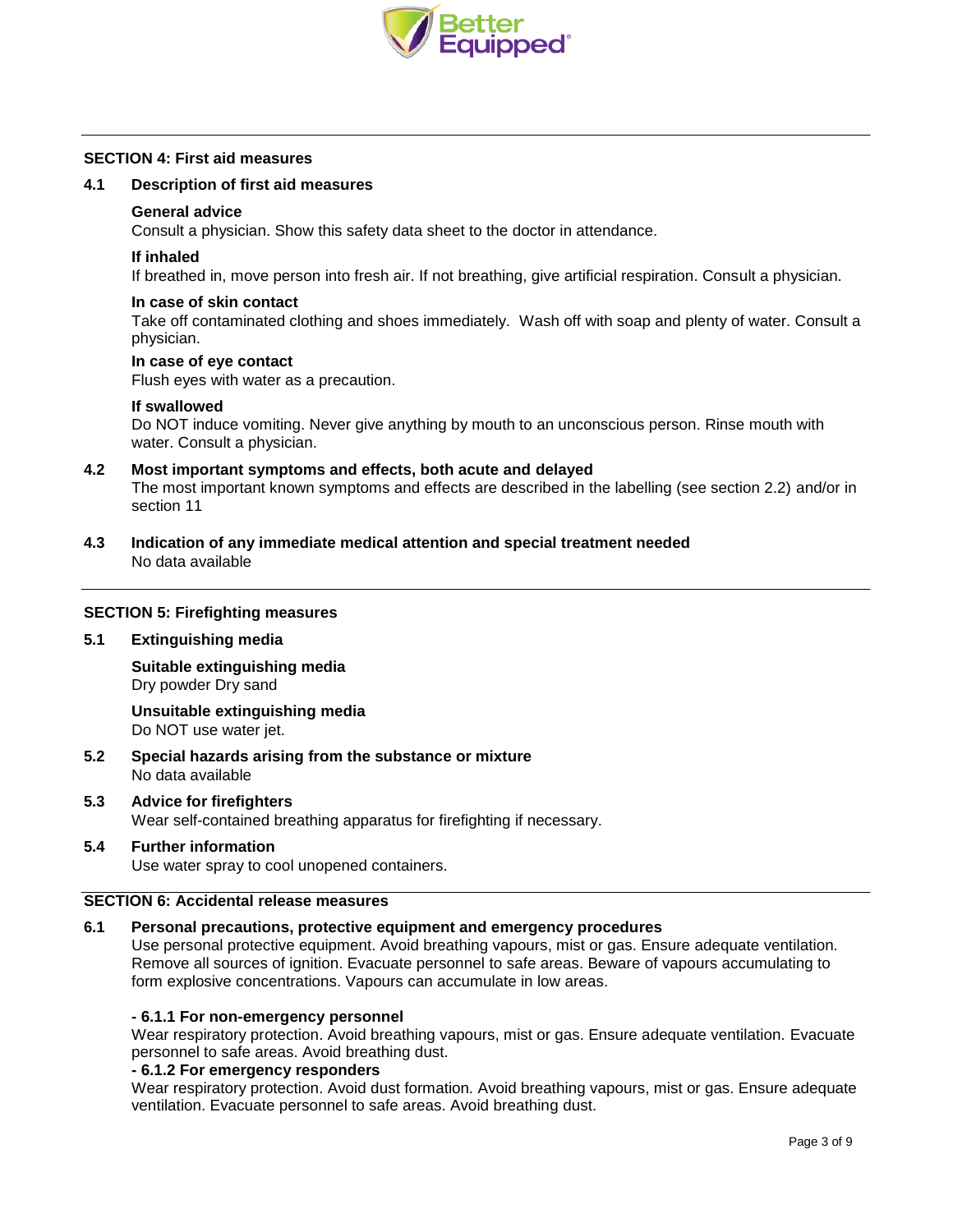## SECTION 4: First aid measures

### 4.1 Description of first aid measures

**General advice**
Consult a physician. Show this safety data sheet to the doctor in attendance.

**If inhaled**
If breathed in, move person into fresh air. If not breathing, give artificial respiration. Consult a physician.

**In case of skin contact**
Take off contaminated clothing and shoes immediately. Wash off with soap and plenty of water. Consult a physician.

**In case of eye contact**
Flush eyes with water as a precaution.

**If swallowed**
Do NOT induce vomiting. Never give anything by mouth to an unconscious person. Rinse mouth with water. Consult a physician.

### 4.2 Most important symptoms and effects, both acute and delayed

The most important known symptoms and effects are described in the labelling (see section 2.2) and/or in section 11

### 4.3 Indication of any immediate medical attention and special treatment needed

No data available

## SECTION 5: Firefighting measures

### 5.1 Extinguishing media

**Suitable extinguishing media**
Dry powder Dry sand

**Unsuitable extinguishing media**
Do NOT use water jet.

### 5.2 Special hazards arising from the substance or mixture

No data available

### 5.3 Advice for firefighters

Wear self-contained breathing apparatus for firefighting if necessary.

### 5.4 Further information

Use water spray to cool unopened containers.

## SECTION 6: Accidental release measures

### 6.1 Personal precautions, protective equipment and emergency procedures

Use personal protective equipment. Avoid breathing vapours, mist or gas. Ensure adequate ventilation. Remove all sources of ignition. Evacuate personnel to safe areas. Beware of vapours accumulating to form explosive concentrations. Vapours can accumulate in low areas.

**- 6.1.1 For non-emergency personnel**
Wear respiratory protection. Avoid breathing vapours, mist or gas. Ensure adequate ventilation. Evacuate personnel to safe areas. Avoid breathing dust.

**- 6.1.2 For emergency responders**
Wear respiratory protection. Avoid dust formation. Avoid breathing vapours, mist or gas. Ensure adequate ventilation. Evacuate personnel to safe areas. Avoid breathing dust.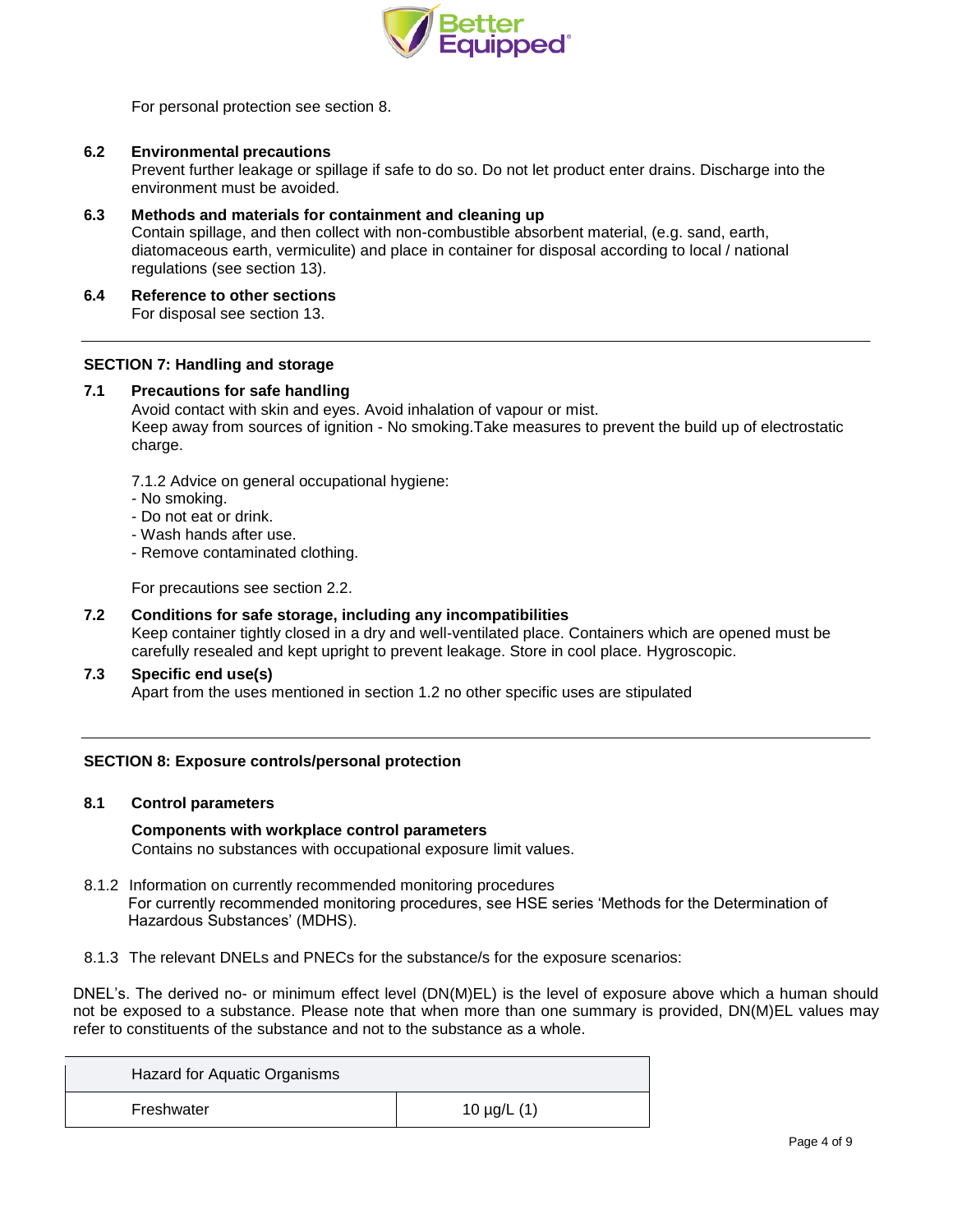For personal protection see section 8.

### 6.2 Environmental precautions

Prevent further leakage or spillage if safe to do so. Do not let product enter drains. Discharge into the environment must be avoided.

### 6.3 Methods and materials for containment and cleaning up

Contain spillage, and then collect with non-combustible absorbent material, (e.g. sand, earth, diatomaceous earth, vermiculite) and place in container for disposal according to local / national regulations (see section 13).

### 6.4 Reference to other sections

For disposal see section 13.

---

## SECTION 7: Handling and storage

### 7.1 Precautions for safe handling

Avoid contact with skin and eyes. Avoid inhalation of vapour or mist.
Keep away from sources of ignition - No smoking.Take measures to prevent the build up of electrostatic charge.

7.1.2 Advice on general occupational hygiene:
- No smoking.
- Do not eat or drink.
- Wash hands after use.
- Remove contaminated clothing.

For precautions see section 2.2.

### 7.2 Conditions for safe storage, including any incompatibilities

Keep container tightly closed in a dry and well-ventilated place. Containers which are opened must be carefully resealed and kept upright to prevent leakage. Store in cool place. Hygroscopic.

### 7.3 Specific end use(s)

Apart from the uses mentioned in section 1.2 no other specific uses are stipulated

---

## SECTION 8: Exposure controls/personal protection

### 8.1 Control parameters

**Components with workplace control parameters**
Contains no substances with occupational exposure limit values.

8.1.2 Information on currently recommended monitoring procedures
For currently recommended monitoring procedures, see HSE series ‘Methods for the Determination of Hazardous Substances’ (MDHS).

8.1.3 The relevant DNELs and PNECs for the substance/s for the exposure scenarios:

DNEL’s. The derived no- or minimum effect level (DN(M)EL) is the level of exposure above which a human should not be exposed to a substance. Please note that when more than one summary is provided, DN(M)EL values may refer to constituents of the substance and not to the substance as a whole.

| Hazard for Aquatic Organisms | |
|---|---|
| Freshwater | 10 µg/L (1) |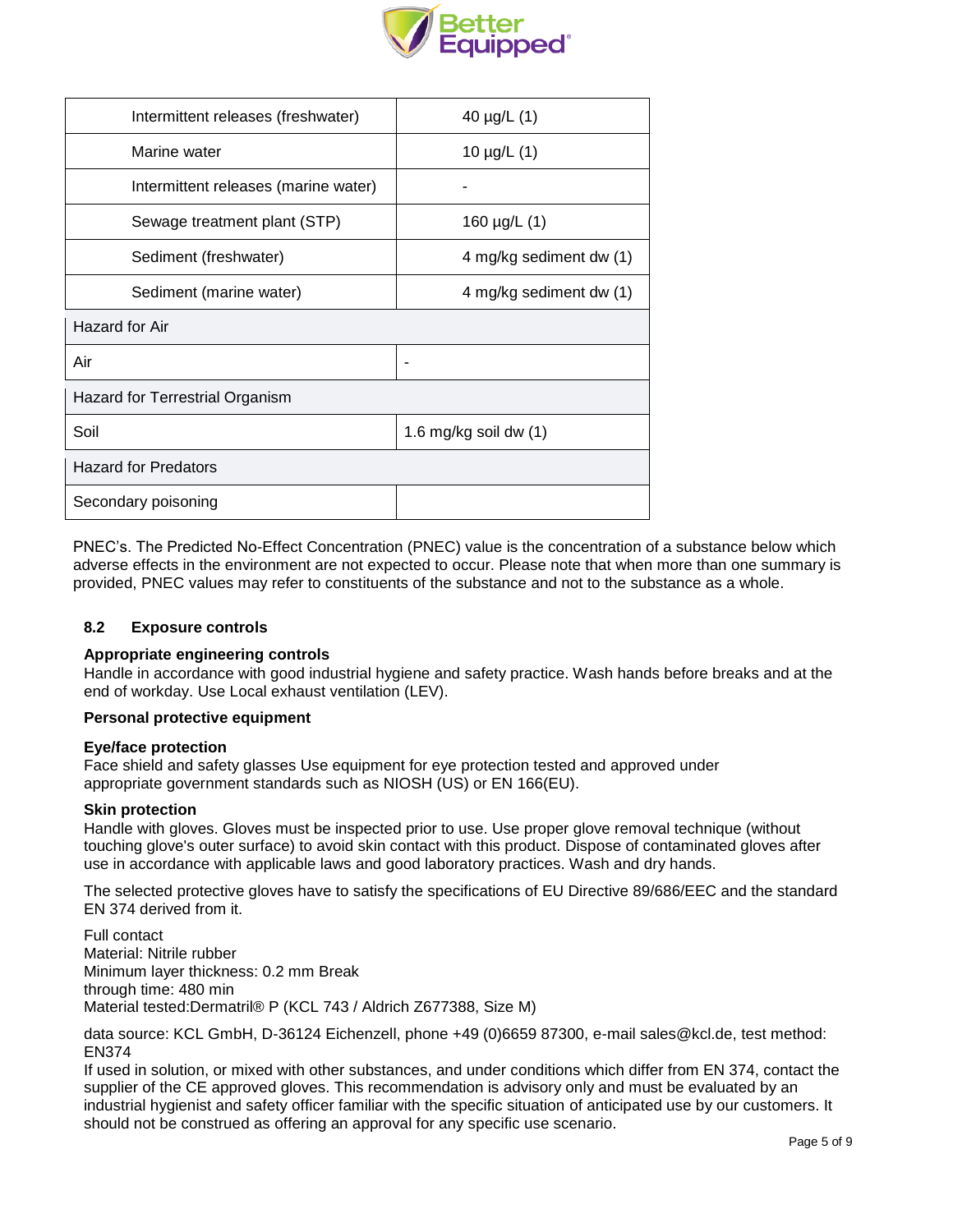| | |
|---|---|
| Intermittent releases (freshwater) | 40 µg/L (1) |
| Marine water | 10 µg/L (1) |
| Intermittent releases (marine water) | - |
| Sewage treatment plant (STP) | 160 µg/L (1) |
| Sediment (freshwater) | 4 mg/kg sediment dw (1) |
| Sediment (marine water) | 4 mg/kg sediment dw (1) |
| **Hazard for Air** | |
| Air | - |
| **Hazard for Terrestrial Organism** | |
| Soil | 1.6 mg/kg soil dw (1) |
| **Hazard for Predators** | |
| Secondary poisoning | |

PNEC's. The Predicted No-Effect Concentration (PNEC) value is the concentration of a substance below which adverse effects in the environment are not expected to occur. Please note that when more than one summary is provided, PNEC values may refer to constituents of the substance and not to the substance as a whole.

### 8.2 Exposure controls

**Appropriate engineering controls**

Handle in accordance with good industrial hygiene and safety practice. Wash hands before breaks and at the end of workday. Use Local exhaust ventilation (LEV).

**Personal protective equipment**

**Eye/face protection**

Face shield and safety glasses Use equipment for eye protection tested and approved under appropriate government standards such as NIOSH (US) or EN 166(EU).

**Skin protection**

Handle with gloves. Gloves must be inspected prior to use. Use proper glove removal technique (without touching glove's outer surface) to avoid skin contact with this product. Dispose of contaminated gloves after use in accordance with applicable laws and good laboratory practices. Wash and dry hands.

The selected protective gloves have to satisfy the specifications of EU Directive 89/686/EEC and the standard EN 374 derived from it.

Full contact
Material: Nitrile rubber
Minimum layer thickness: 0.2 mm Break
through time: 480 min
Material tested:Dermatril® P (KCL 743 / Aldrich Z677388, Size M)

data source: KCL GmbH, D-36124 Eichenzell, phone +49 (0)6659 87300, e-mail sales@kcl.de, test method: EN374
If used in solution, or mixed with other substances, and under conditions which differ from EN 374, contact the supplier of the CE approved gloves. This recommendation is advisory only and must be evaluated by an industrial hygienist and safety officer familiar with the specific situation of anticipated use by our customers. It should not be construed as offering an approval for any specific use scenario.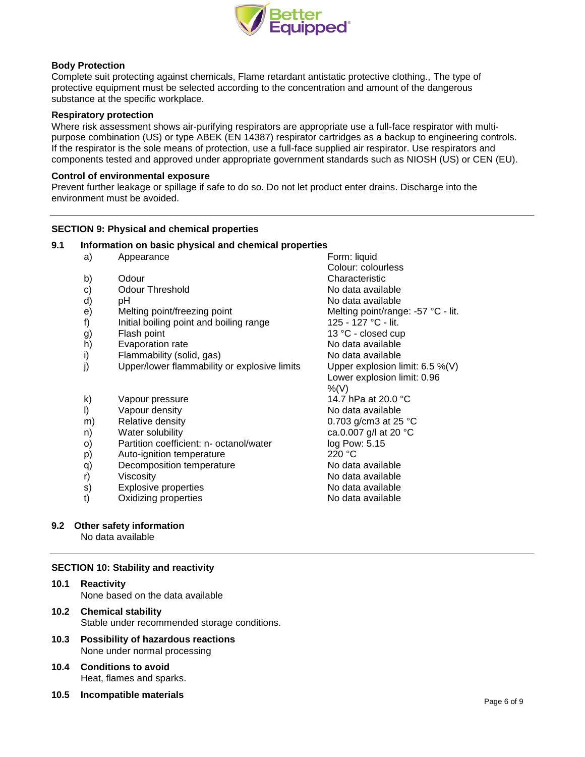**Body Protection**

Complete suit protecting against chemicals, Flame retardant antistatic protective clothing., The type of protective equipment must be selected according to the concentration and amount of the dangerous substance at the specific workplace.

**Respiratory protection**

Where risk assessment shows air-purifying respirators are appropriate use a full-face respirator with multi-purpose combination (US) or type ABEK (EN 14387) respirator cartridges as a backup to engineering controls. If the respirator is the sole means of protection, use a full-face supplied air respirator. Use respirators and components tested and approved under appropriate government standards such as NIOSH (US) or CEN (EU).

**Control of environmental exposure**

Prevent further leakage or spillage if safe to do so. Do not let product enter drains. Discharge into the environment must be avoided.

## SECTION 9: Physical and chemical properties

### 9.1 Information on basic physical and chemical properties

| | | |
|---|---|---|
| a) | Appearance | Form: liquid<br>Colour: colourless |
| b) | Odour | Characteristic |
| c) | Odour Threshold | No data available |
| d) | pH | No data available |
| e) | Melting point/freezing point | Melting point/range: -57 °C - lit. |
| f) | Initial boiling point and boiling range | 125 - 127 °C - lit. |
| g) | Flash point | 13 °C - closed cup |
| h) | Evaporation rate | No data available |
| i) | Flammability (solid, gas) | No data available |
| j) | Upper/lower flammability or explosive limits | Upper explosion limit: 6.5 %(V)<br>Lower explosion limit: 0.96 %(V) |
| k) | Vapour pressure | 14.7 hPa at 20.0 °C |
| l) | Vapour density | No data available |
| m) | Relative density | 0.703 g/cm3 at 25 °C |
| n) | Water solubility | ca.0.007 g/l at 20 °C |
| o) | Partition coefficient: n- octanol/water | log Pow: 5.15 |
| p) | Auto-ignition temperature | 220 °C |
| q) | Decomposition temperature | No data available |
| r) | Viscosity | No data available |
| s) | Explosive properties | No data available |
| t) | Oxidizing properties | No data available |

### 9.2 Other safety information

No data available

## SECTION 10: Stability and reactivity

### 10.1 Reactivity

None based on the data available

### 10.2 Chemical stability

Stable under recommended storage conditions.

### 10.3 Possibility of hazardous reactions

None under normal processing

### 10.4 Conditions to avoid

Heat, flames and sparks.

### 10.5 Incompatible materials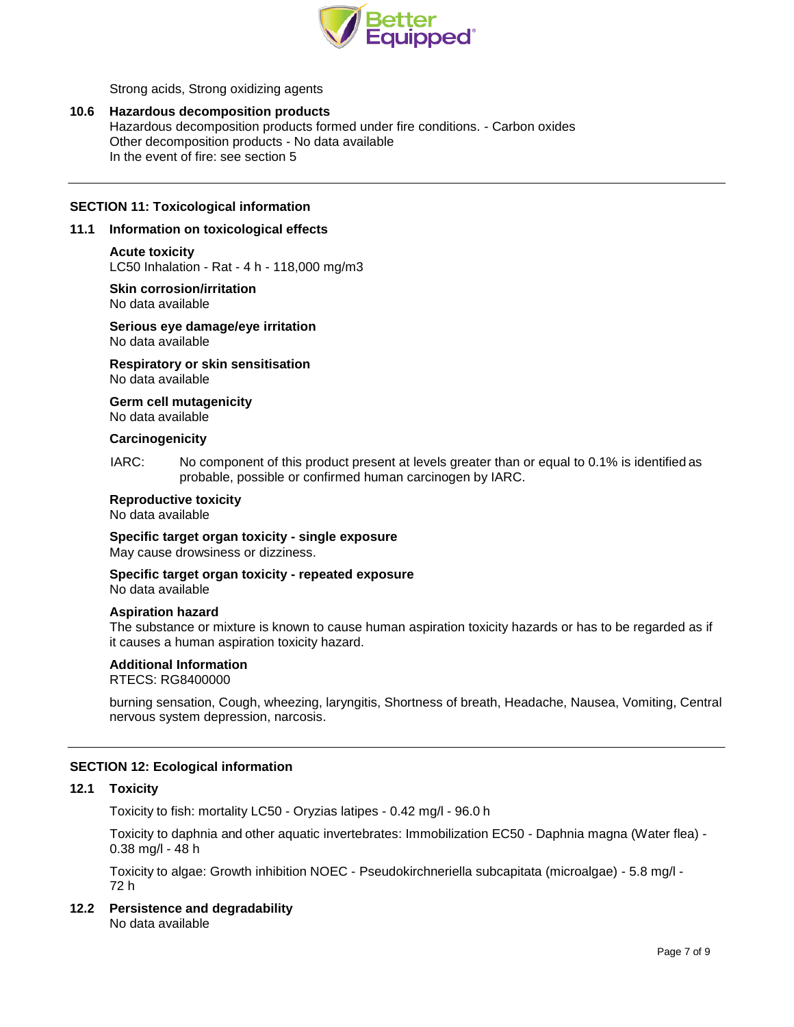Strong acids, Strong oxidizing agents

**10.6 Hazardous decomposition products**

Hazardous decomposition products formed under fire conditions. - Carbon oxides
Other decomposition products - No data available
In the event of fire: see section 5

## SECTION 11: Toxicological information

### 11.1 Information on toxicological effects

**Acute toxicity**
LC50 Inhalation - Rat - 4 h - 118,000 mg/m3

**Skin corrosion/irritation**
No data available

**Serious eye damage/eye irritation**
No data available

**Respiratory or skin sensitisation**
No data available

**Germ cell mutagenicity**
No data available

**Carcinogenicity**

IARC: No component of this product present at levels greater than or equal to 0.1% is identified as probable, possible or confirmed human carcinogen by IARC.

**Reproductive toxicity**
No data available

**Specific target organ toxicity - single exposure**
May cause drowsiness or dizziness.

**Specific target organ toxicity - repeated exposure**
No data available

**Aspiration hazard**
The substance or mixture is known to cause human aspiration toxicity hazards or has to be regarded as if it causes a human aspiration toxicity hazard.

**Additional Information**
RTECS: RG8400000

burning sensation, Cough, wheezing, laryngitis, Shortness of breath, Headache, Nausea, Vomiting, Central nervous system depression, narcosis.

## SECTION 12: Ecological information

### 12.1 Toxicity

Toxicity to fish: mortality LC50 - Oryzias latipes - 0.42 mg/l - 96.0 h

Toxicity to daphnia and other aquatic invertebrates: Immobilization EC50 - Daphnia magna (Water flea) - 0.38 mg/l - 48 h

Toxicity to algae: Growth inhibition NOEC - Pseudokirchneriella subcapitata (microalgae) - 5.8 mg/l - 72 h

### 12.2 Persistence and degradability

No data available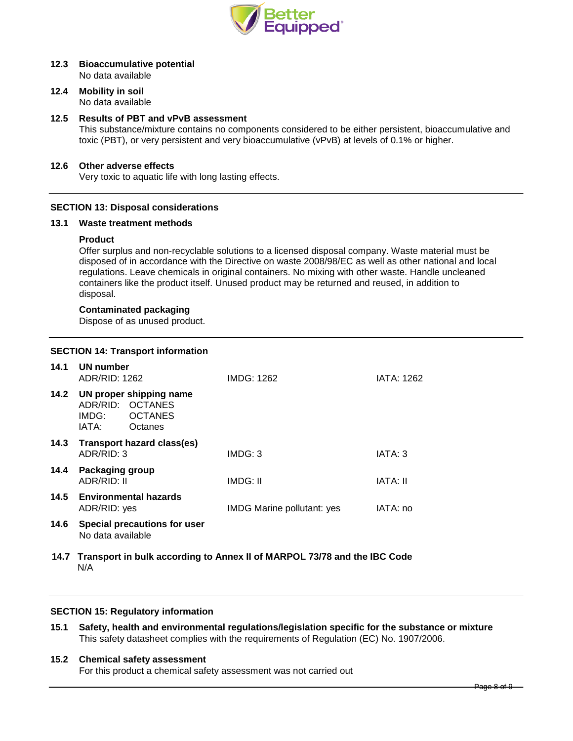**12.3 Bioaccumulative potential**

No data available

**12.4 Mobility in soil**

No data available

**12.5 Results of PBT and vPvB assessment**

This substance/mixture contains no components considered to be either persistent, bioaccumulative and toxic (PBT), or very persistent and very bioaccumulative (vPvB) at levels of 0.1% or higher.

**12.6 Other adverse effects**

Very toxic to aquatic life with long lasting effects.

## SECTION 13: Disposal considerations

**13.1 Waste treatment methods**

**Product**

Offer surplus and non-recyclable solutions to a licensed disposal company. Waste material must be disposed of in accordance with the Directive on waste 2008/98/EC as well as other national and local regulations. Leave chemicals in original containers. No mixing with other waste. Handle uncleaned containers like the product itself. Unused product may be returned and reused, in addition to disposal.

**Contaminated packaging**

Dispose of as unused product.

## SECTION 14: Transport information

**14.1 UN number**

| ADR/RID: 1262 | IMDG: 1262 | IATA: 1262 |
|---|---|---|

**14.2 UN proper shipping name**

ADR/RID: OCTANES
IMDG: OCTANES
IATA: Octanes

**14.3 Transport hazard class(es)**

| ADR/RID: 3 | IMDG: 3 | IATA: 3 |
|---|---|---|

**14.4 Packaging group**

| ADR/RID: II | IMDG: II | IATA: II |
|---|---|---|

**14.5 Environmental hazards**

| ADR/RID: yes | IMDG Marine pollutant: yes | IATA: no |
|---|---|---|

**14.6 Special precautions for user**

No data available

**14.7 Transport in bulk according to Annex II of MARPOL 73/78 and the IBC Code**

N/A

## SECTION 15: Regulatory information

**15.1 Safety, health and environmental regulations/legislation specific for the substance or mixture**

This safety datasheet complies with the requirements of Regulation (EC) No. 1907/2006.

**15.2 Chemical safety assessment**

For this product a chemical safety assessment was not carried out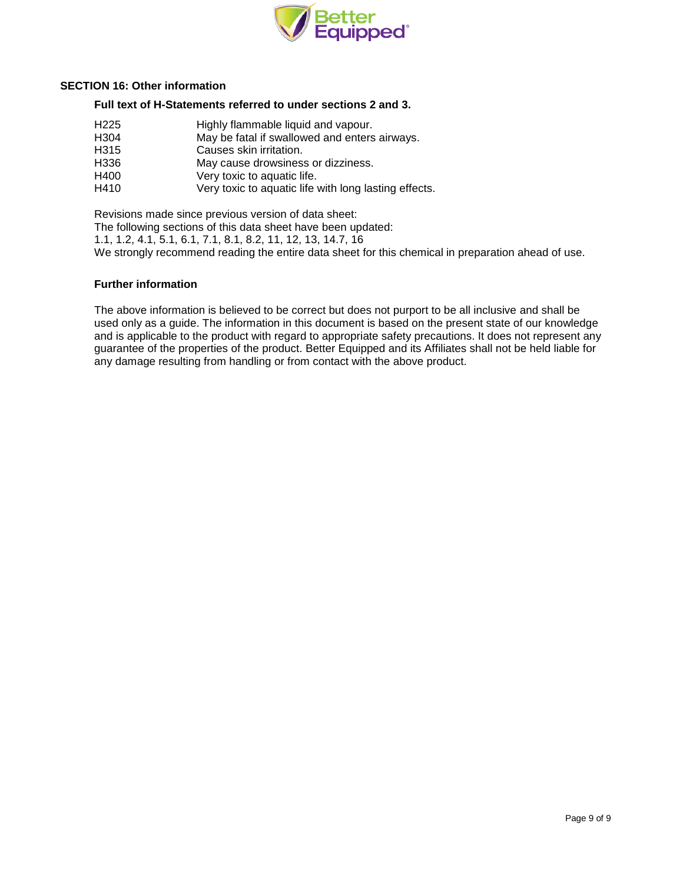## SECTION 16: Other information

### Full text of H-Statements referred to under sections 2 and 3.

| | |
|---|---|
| H225 | Highly flammable liquid and vapour. |
| H304 | May be fatal if swallowed and enters airways. |
| H315 | Causes skin irritation. |
| H336 | May cause drowsiness or dizziness. |
| H400 | Very toxic to aquatic life. |
| H410 | Very toxic to aquatic life with long lasting effects. |

Revisions made since previous version of data sheet:
The following sections of this data sheet have been updated:
1.1, 1.2, 4.1, 5.1, 6.1, 7.1, 8.1, 8.2, 11, 12, 13, 14.7, 16
We strongly recommend reading the entire data sheet for this chemical in preparation ahead of use.

### Further information

The above information is believed to be correct but does not purport to be all inclusive and shall be used only as a guide. The information in this document is based on the present state of our knowledge and is applicable to the product with regard to appropriate safety precautions. It does not represent any guarantee of the properties of the product. Better Equipped and its Affiliates shall not be held liable for any damage resulting from handling or from contact with the above product.